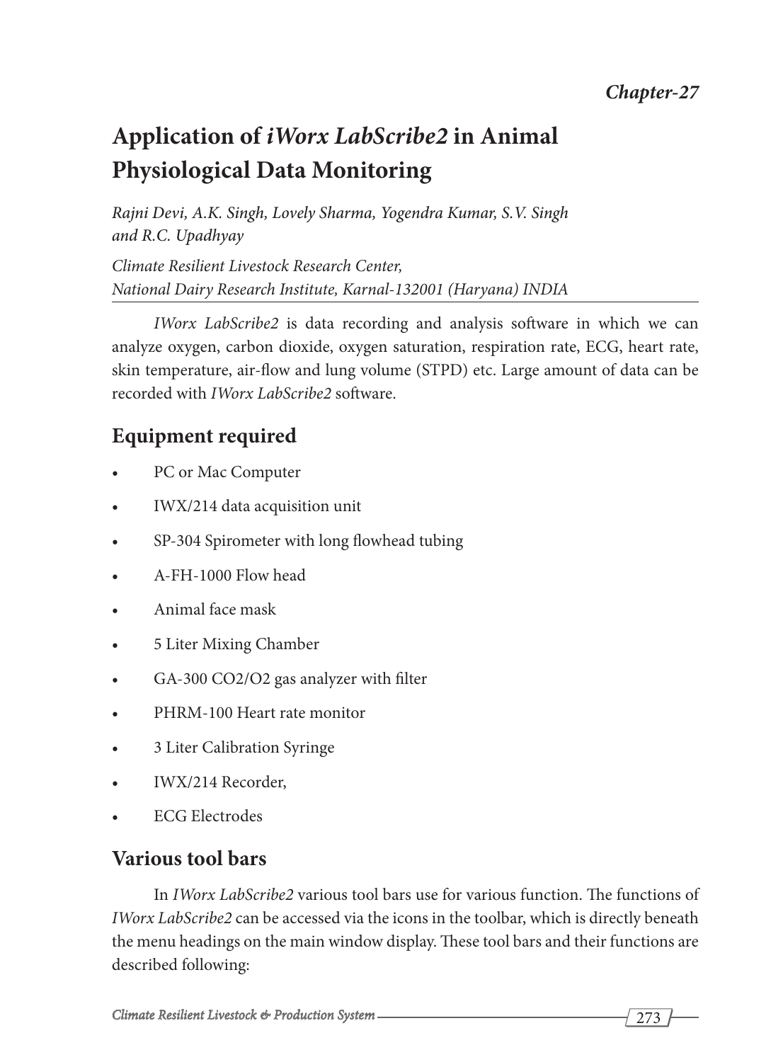*Chapter-27*

# Application of *iWorx LabScribe2* in Animal Physiological Data Monitoring

*Rajni Devi, A.K. Singh, Lovely Sharma, Yogendra Kumar, S.V. Singh and R.C. Upadhyay*

*Climate Resilient Livestock Research Center, National Dairy Research Institute, Karnal-132001 (Haryana) INDIA*

*IWorx LabScribe2* is data recording and analysis software in which we can analyze oxygen, carbon dioxide, oxygen saturation, respiration rate, ECG, heart rate, skin temperature, air-flow and lung volume (STPD) etc. Large amount of data can be recorded with *IWorx LabScribe2* software.

## Equipment required

- PC or Mac Computer
- IWX/214 data acquisition unit
- SP-304 Spirometer with long flowhead tubing
- A-FH-1000 Flow head
- Animal face mask
- 5 Liter Mixing Chamber
- GA-300 CO2/O2 gas analyzer with filter
- PHRM-100 Heart rate monitor
- 3 Liter Calibration Syringe
- IWX/214 Recorder,
- ECG Electrodes

## Various tool bars

In *IWorx LabScribe2* various tool bars use for various function. The functions of *IWorx LabScribe2* can be accessed via the icons in the toolbar, which is directly beneath the menu headings on the main window display. These tool bars and their functions are described following: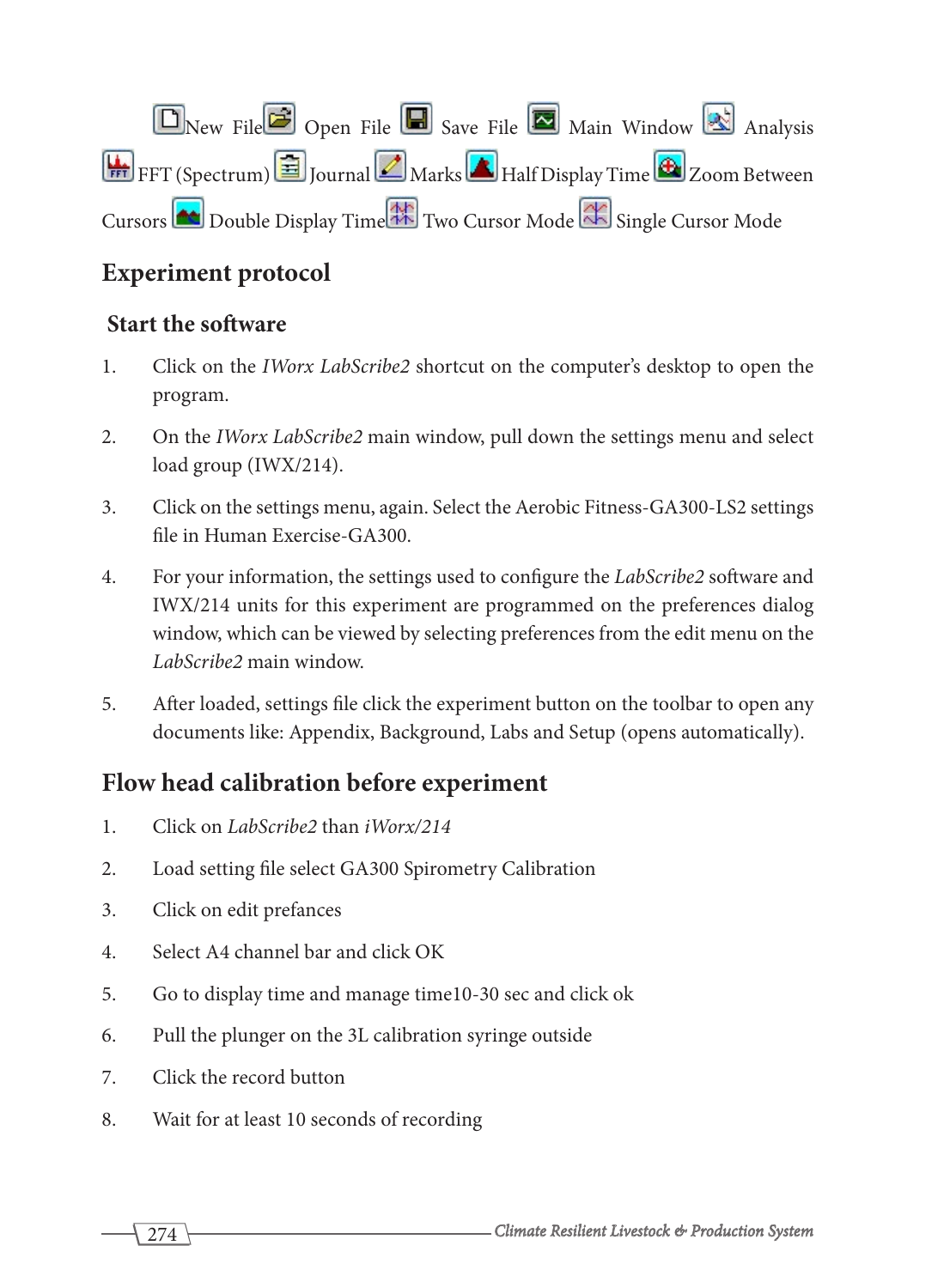New File Open File Save File Main Window Analysis FFT (Spectrum) Journal Marks Half Display Time Zoom Between Cursors Double Display Time Two Cursor Mode Single Cursor Mode

## Experiment protocol

### Start the software

1. Click on the *IWorx LabScribe2* shortcut on the computer's desktop to open the program.
2. On the *IWorx LabScribe2* main window, pull down the settings menu and select load group (IWX/214).
3. Click on the settings menu, again. Select the Aerobic Fitness-GA300-LS2 settings file in Human Exercise-GA300.
4. For your information, the settings used to configure the *LabScribe2* software and IWX/214 units for this experiment are programmed on the preferences dialog window, which can be viewed by selecting preferences from the edit menu on the *LabScribe2* main window.
5. After loaded, settings file click the experiment button on the toolbar to open any documents like: Appendix, Background, Labs and Setup (opens automatically).

## Flow head calibration before experiment

1. Click on *LabScribe2* than *iWorx/214*
2. Load setting file select GA300 Spirometry Calibration
3. Click on edit prefances
4. Select A4 channel bar and click OK
5. Go to display time and manage time10-30 sec and click ok
6. Pull the plunger on the 3L calibration syringe outside
7. Click the record button
8. Wait for at least 10 seconds of recording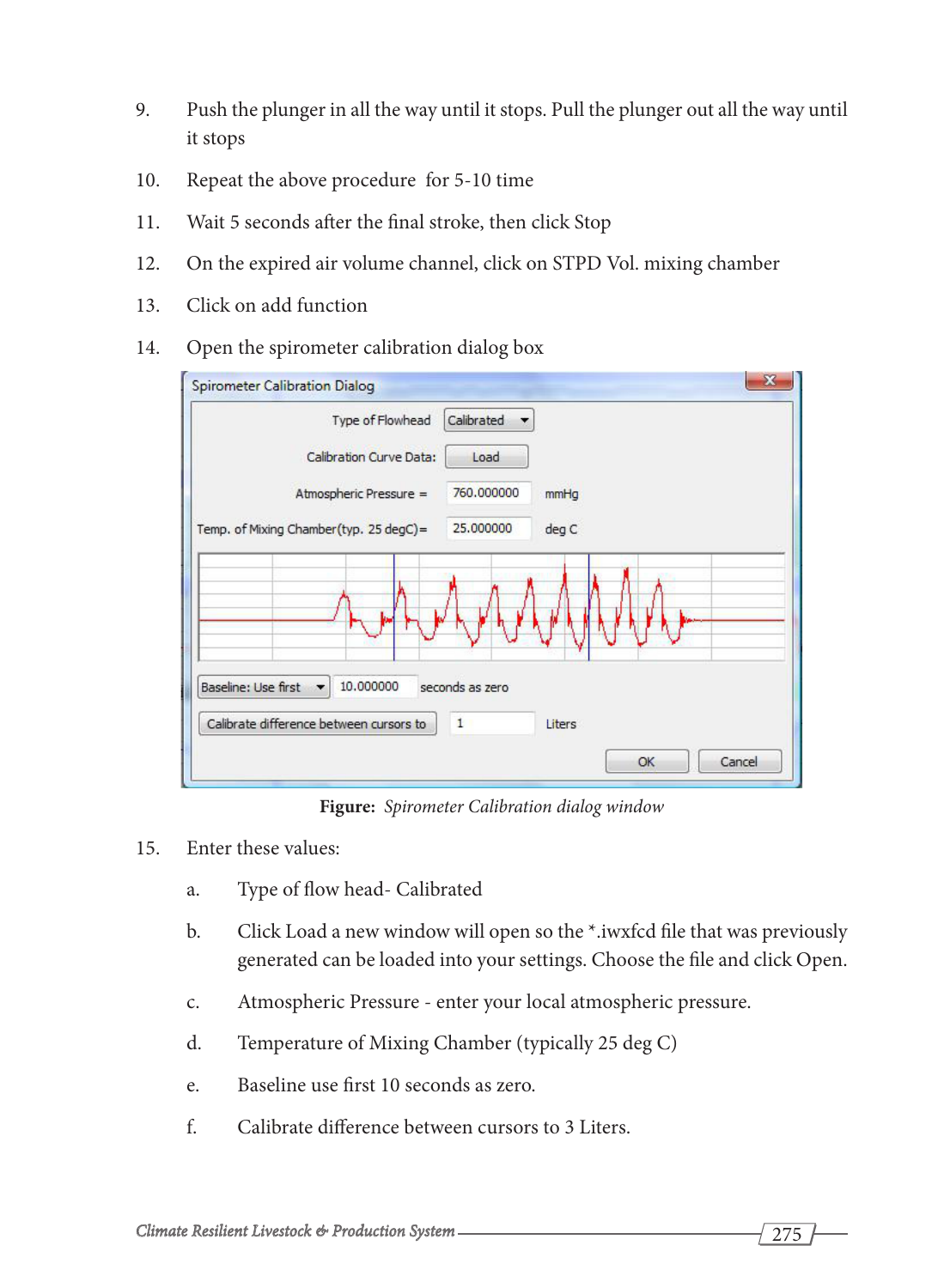9. Push the plunger in all the way until it stops. Pull the plunger out all the way until it stops

10. Repeat the above procedure  for 5-10 time

11. Wait 5 seconds after the final stroke, then click Stop

12. On the expired air volume channel, click on STPD Vol. mixing chamber

13. Click on add function

14. Open the spirometer calibration dialog box

**Figure:** *Spirometer Calibration dialog window*

15. Enter these values:

    a. Type of flow head- Calibrated

    b. Click Load a new window will open so the *.iwxfcd file that was previously generated can be loaded into your settings. Choose the file and click Open.

    c. Atmospheric Pressure - enter your local atmospheric pressure.

    d. Temperature of Mixing Chamber (typically 25 deg C)

    e. Baseline use first 10 seconds as zero.

    f. Calibrate difference between cursors to 3 Liters.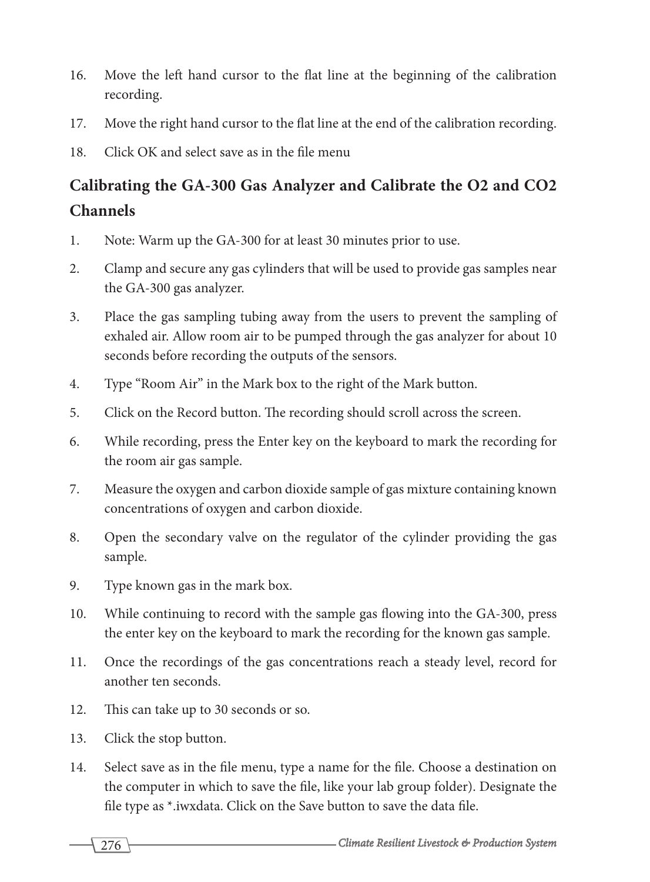16. Move the left hand cursor to the flat line at the beginning of the calibration recording.
17. Move the right hand cursor to the flat line at the end of the calibration recording.
18. Click OK and select save as in the file menu

## Calibrating the GA-300 Gas Analyzer and Calibrate the O2 and CO2 Channels

1. Note: Warm up the GA-300 for at least 30 minutes prior to use.
2. Clamp and secure any gas cylinders that will be used to provide gas samples near the GA-300 gas analyzer.
3. Place the gas sampling tubing away from the users to prevent the sampling of exhaled air. Allow room air to be pumped through the gas analyzer for about 10 seconds before recording the outputs of the sensors.
4. Type "Room Air" in the Mark box to the right of the Mark button.
5. Click on the Record button. The recording should scroll across the screen.
6. While recording, press the Enter key on the keyboard to mark the recording for the room air gas sample.
7. Measure the oxygen and carbon dioxide sample of gas mixture containing known concentrations of oxygen and carbon dioxide.
8. Open the secondary valve on the regulator of the cylinder providing the gas sample.
9. Type known gas in the mark box.
10. While continuing to record with the sample gas flowing into the GA-300, press the enter key on the keyboard to mark the recording for the known gas sample.
11. Once the recordings of the gas concentrations reach a steady level, record for another ten seconds.
12. This can take up to 30 seconds or so.
13. Click the stop button.
14. Select save as in the file menu, type a name for the file. Choose a destination on the computer in which to save the file, like your lab group folder). Designate the file type as *.iwxdata. Click on the Save button to save the data file.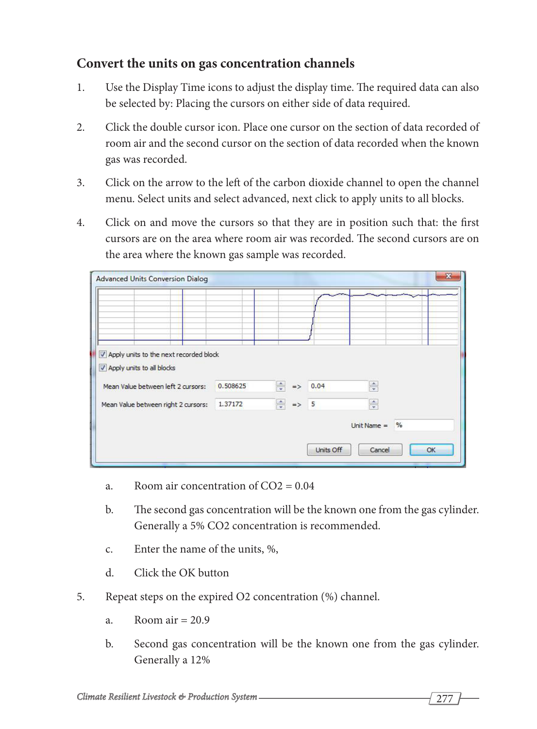## Convert the units on gas concentration channels

1. Use the Display Time icons to adjust the display time. The required data can also be selected by: Placing the cursors on either side of data required.

2. Click the double cursor icon. Place one cursor on the section of data recorded of room air and the second cursor on the section of data recorded when the known gas was recorded.

3. Click on the arrow to the left of the carbon dioxide channel to open the channel menu. Select units and select advanced, next click to apply units to all blocks.

4. Click on and move the cursors so that they are in position such that: the first cursors are on the area where room air was recorded. The second cursors are on the area where the known gas sample was recorded.

   a. Room air concentration of $CO_2$ = 0.04

   b. The second gas concentration will be the known one from the gas cylinder. Generally a 5% $CO_2$ concentration is recommended.

   c. Enter the name of the units, %,

   d. Click the OK button

5. Repeat steps on the expired $O_2$ concentration (%) channel.

   a. Room air = 20.9

   b. Second gas concentration will be the known one from the gas cylinder. Generally a 12%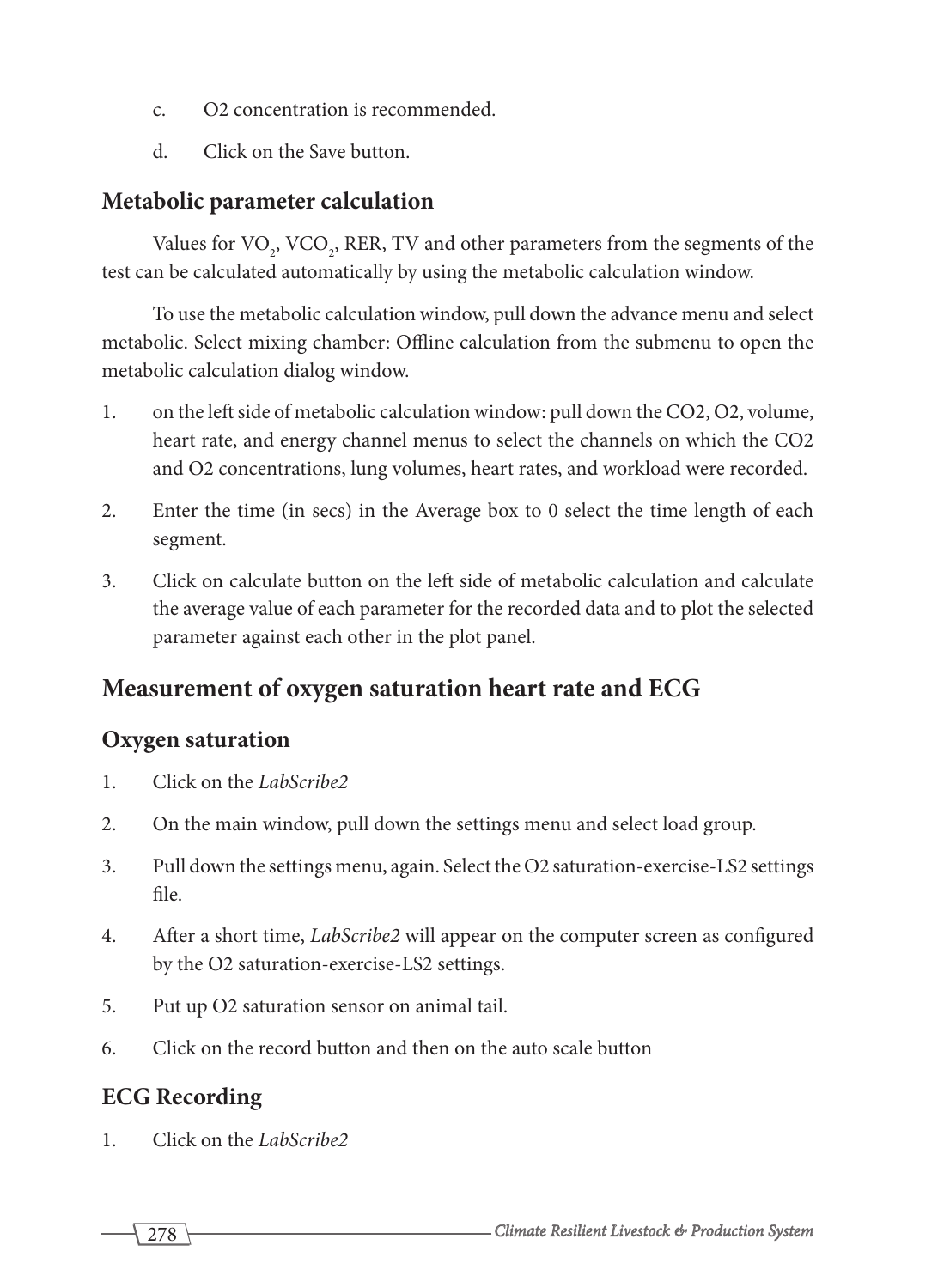c. O2 concentration is recommended.

d. Click on the Save button.

### Metabolic parameter calculation

Values for $VO_2$, $VCO_2$, RER, TV and other parameters from the segments of the test can be calculated automatically by using the metabolic calculation window.

To use the metabolic calculation window, pull down the advance menu and select metabolic. Select mixing chamber: Offline calculation from the submenu to open the metabolic calculation dialog window.

1. on the left side of metabolic calculation window: pull down the CO2, O2, volume, heart rate, and energy channel menus to select the channels on which the CO2 and O2 concentrations, lung volumes, heart rates, and workload were recorded.
2. Enter the time (in secs) in the Average box to 0 select the time length of each segment.
3. Click on calculate button on the left side of metabolic calculation and calculate the average value of each parameter for the recorded data and to plot the selected parameter against each other in the plot panel.

## Measurement of oxygen saturation heart rate and ECG

### Oxygen saturation

1. Click on the *LabScribe2*
2. On the main window, pull down the settings menu and select load group.
3. Pull down the settings menu, again. Select the O2 saturation-exercise-LS2 settings file.
4. After a short time, *LabScribe2* will appear on the computer screen as configured by the O2 saturation-exercise-LS2 settings.
5. Put up O2 saturation sensor on animal tail.
6. Click on the record button and then on the auto scale button

### ECG Recording

1. Click on the *LabScribe2*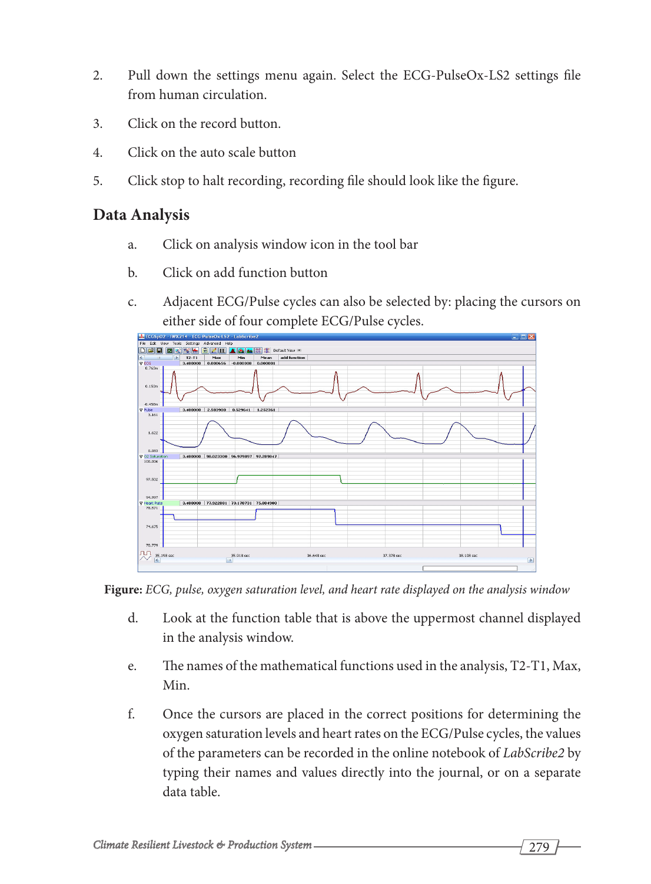2. Pull down the settings menu again. Select the ECG-PulseOx-LS2 settings file from human circulation.

3. Click on the record button.

4. Click on the auto scale button

5. Click stop to halt recording, recording file should look like the figure.

## Data Analysis

a. Click on analysis window icon in the tool bar

b. Click on add function button

c. Adjacent ECG/Pulse cycles can also be selected by: placing the cursors on either side of four complete ECG/Pulse cycles.

**Figure:** *ECG, pulse, oxygen saturation level, and heart rate displayed on the analysis window*

d. Look at the function table that is above the uppermost channel displayed in the analysis window.

e. The names of the mathematical functions used in the analysis, T2-T1, Max, Min.

f. Once the cursors are placed in the correct positions for determining the oxygen saturation levels and heart rates on the ECG/Pulse cycles, the values of the parameters can be recorded in the online notebook of *LabScribe2* by typing their names and values directly into the journal, or on a separate data table.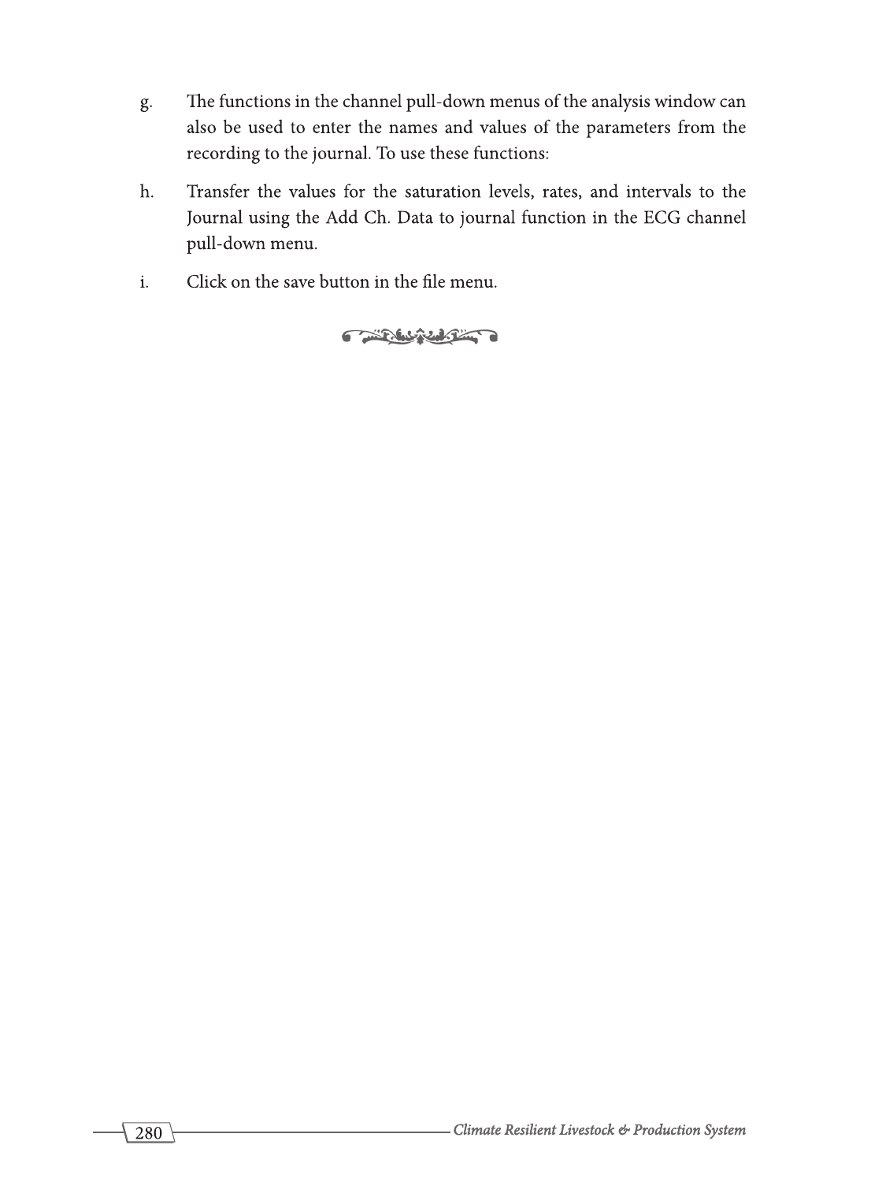g. The functions in the channel pull-down menus of the analysis window can also be used to enter the names and values of the parameters from the recording to the journal. To use these functions:

h. Transfer the values for the saturation levels, rates, and intervals to the Journal using the Add Ch. Data to journal function in the ECG channel pull-down menu.

i. Click on the save button in the file menu.